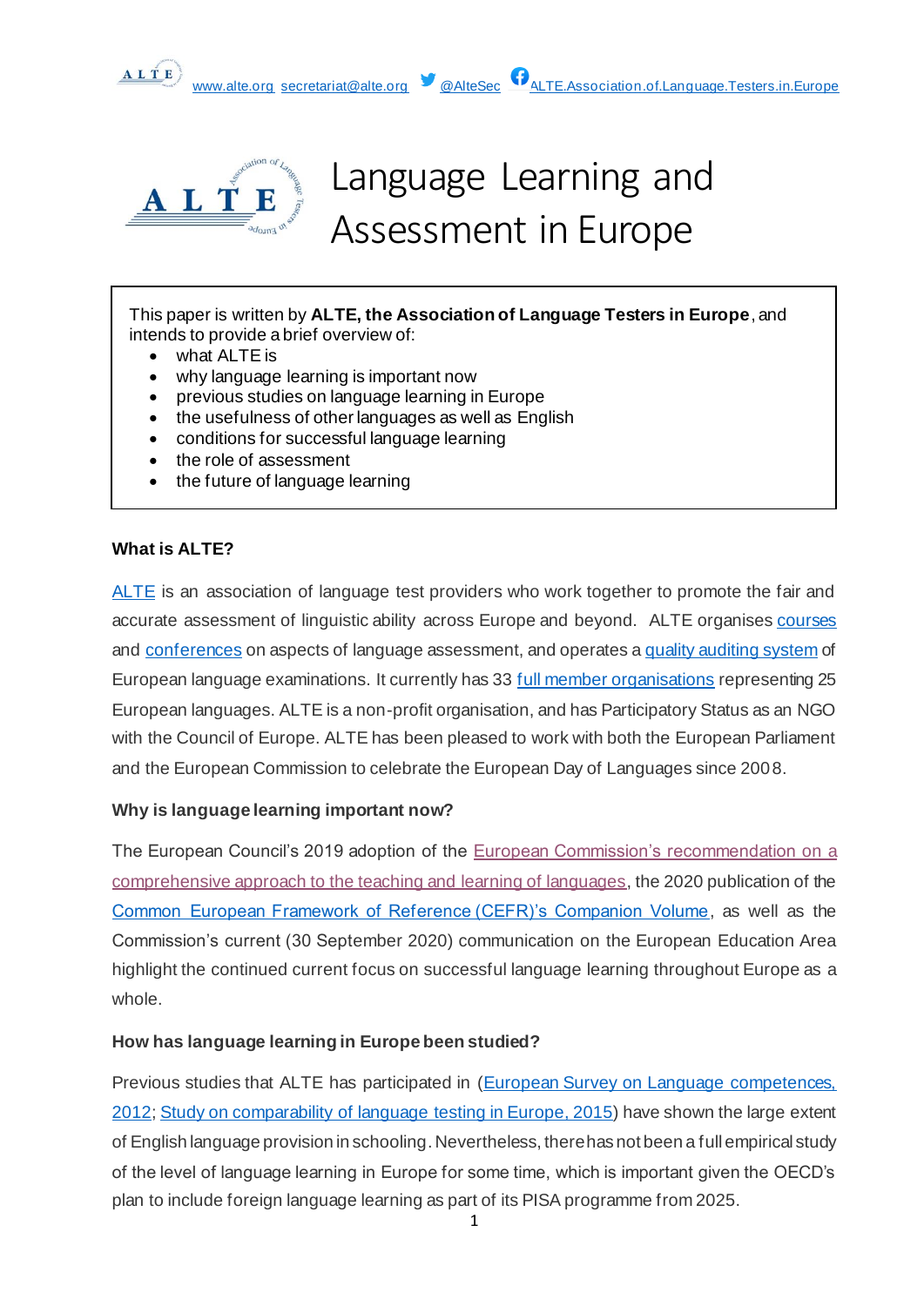www.alte.org secretariat@alte.org @AlteSec ALTE.Association.of.Language.Testers.in.Europe

# Language Learning and Assessment in Europe

This paper is written by **ALTE, the Association of Language Testers in Europe**, and intends to provide a brief overview of:

- what ALTE is
- why language learning is important now
- previous studies on language learning in Europe
- the usefulness of other languages as well as English
- conditions for successful language learning
- the role of assessment
- the future of language learning

### What is ALTE?

ALTE is an association of language test providers who work together to promote the fair and accurate assessment of linguistic ability across Europe and beyond. ALTE organises courses and conferences on aspects of language assessment, and operates a quality auditing system of European language examinations. It currently has 33 full member organisations representing 25 European languages. ALTE is a non-profit organisation, and has Participatory Status as an NGO with the Council of Europe. ALTE has been pleased to work with both the European Parliament and the European Commission to celebrate the European Day of Languages since 2008.

### Why is language learning important now?

The European Council's 2019 adoption of the European Commission's recommendation on a comprehensive approach to the teaching and learning of languages, the 2020 publication of the Common European Framework of Reference (CEFR)'s Companion Volume, as well as the Commission's current (30 September 2020) communication on the European Education Area highlight the continued current focus on successful language learning throughout Europe as a whole.

### How has language learning in Europe been studied?

Previous studies that ALTE has participated in (European Survey on Language competences, 2012; Study on comparability of language testing in Europe, 2015) have shown the large extent of English language provision in schooling. Nevertheless, there has not been a full empirical study of the level of language learning in Europe for some time, which is important given the OECD's plan to include foreign language learning as part of its PISA programme from 2025.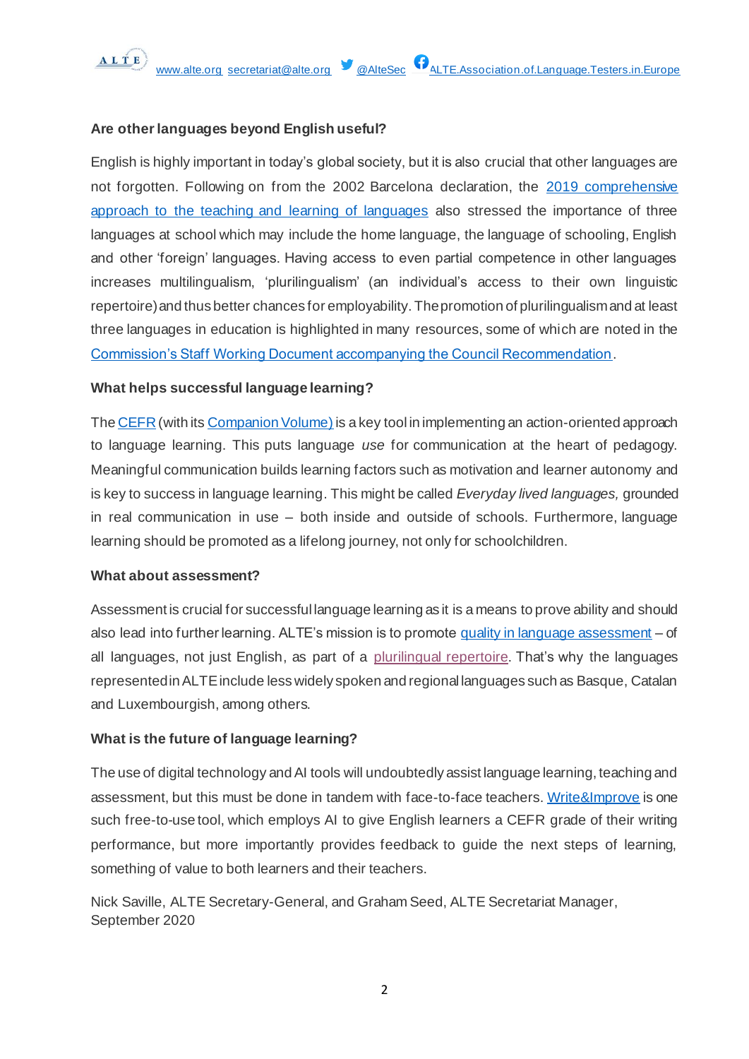### Are other languages beyond English useful?

English is highly important in today's global society, but it is also crucial that other languages are not forgotten. Following on from the 2002 Barcelona declaration, the 2019 comprehensive approach to the teaching and learning of languages also stressed the importance of three languages at school which may include the home language, the language of schooling, English and other 'foreign' languages. Having access to even partial competence in other languages increases multilingualism, 'plurilingualism' (an individual's access to their own linguistic repertoire) and thus better chances for employability. The promotion of plurilingualism and at least three languages in education is highlighted in many resources, some of which are noted in the Commission's Staff Working Document accompanying the Council Recommendation.

### What helps successful language learning?

The CEFR (with its Companion Volume) is a key tool in implementing an action-oriented approach to language learning. This puts language *use* for communication at the heart of pedagogy. Meaningful communication builds learning factors such as motivation and learner autonomy and is key to success in language learning. This might be called *Everyday lived languages,* grounded in real communication in use – both inside and outside of schools. Furthermore, language learning should be promoted as a lifelong journey, not only for schoolchildren.

### What about assessment?

Assessment is crucial for successful language learning as it is a means to prove ability and should also lead into further learning. ALTE's mission is to promote quality in language assessment – of all languages, not just English, as part of a plurilingual repertoire. That's why the languages represented in ALTE include less widely spoken and regional languages such as Basque, Catalan and Luxembourgish, among others.

### What is the future of language learning?

The use of digital technology and AI tools will undoubtedly assist language learning, teaching and assessment, but this must be done in tandem with face-to-face teachers. Write&Improve is one such free-to-use tool, which employs AI to give English learners a CEFR grade of their writing performance, but more importantly provides feedback to guide the next steps of learning, something of value to both learners and their teachers.

Nick Saville, ALTE Secretary-General, and Graham Seed, ALTE Secretariat Manager, September 2020